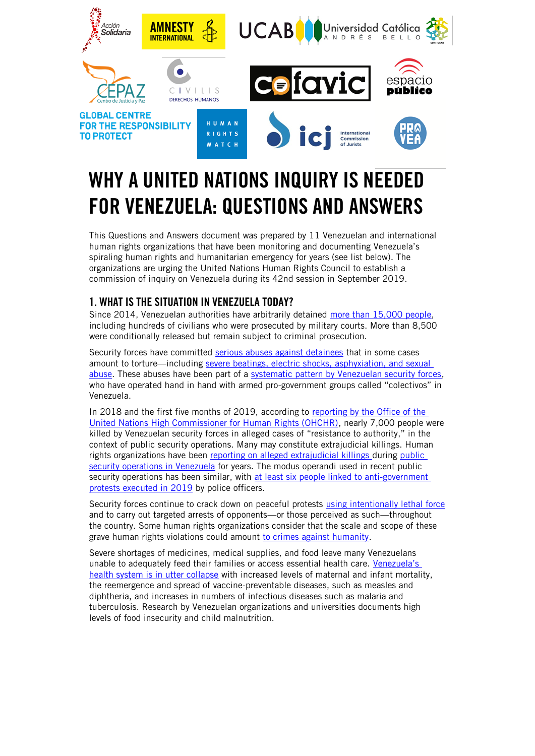# WHY A UNITED NATIONS INQUIRY IS NEEDED FOR VENEZUELA: QUESTIONS AND ANSWERS

This Questions and Answers document was prepared by 11 Venezuelan and international human rights organizations that have been monitoring and documenting Venezuela's spiraling human rights and humanitarian emergency for years (see list below). The organizations are urging the United Nations Human Rights Council to establish a commission of inquiry on Venezuela during its 42nd session in September 2019.

## 1. WHAT IS THE SITUATION IN VENEZUELA TODAY?

Since 2014, Venezuelan authorities have arbitrarily detained more than 15,000 people, including hundreds of civilians who were prosecuted by military courts. More than 8,500 were conditionally released but remain subject to criminal prosecution.

Security forces have committed serious abuses against detainees that in some cases amount to torture—including severe beatings, electric shocks, asphyxiation, and sexual abuse. These abuses have been part of a systematic pattern by Venezuelan security forces, who have operated hand in hand with armed pro-government groups called "colectivos" in Venezuela.

In 2018 and the first five months of 2019, according to reporting by the Office of the United Nations High Commissioner for Human Rights (OHCHR), nearly 7,000 people were killed by Venezuelan security forces in alleged cases of "resistance to authority," in the context of public security operations. Many may constitute extrajudicial killings. Human rights organizations have been reporting on alleged extrajudicial killings during public security operations in Venezuela for years. The modus operandi used in recent public security operations has been similar, with at least six people linked to anti-government protests executed in 2019 by police officers.

Security forces continue to crack down on peaceful protests using intentionally lethal force and to carry out targeted arrests of opponents—or those perceived as such—throughout the country. Some human rights organizations consider that the scale and scope of these grave human rights violations could amount to crimes against humanity.

Severe shortages of medicines, medical supplies, and food leave many Venezuelans unable to adequately feed their families or access essential health care. Venezuela's health system is in utter collapse with increased levels of maternal and infant mortality, the reemergence and spread of vaccine-preventable diseases, such as measles and diphtheria, and increases in numbers of infectious diseases such as malaria and tuberculosis. Research by Venezuelan organizations and universities documents high levels of food insecurity and child malnutrition.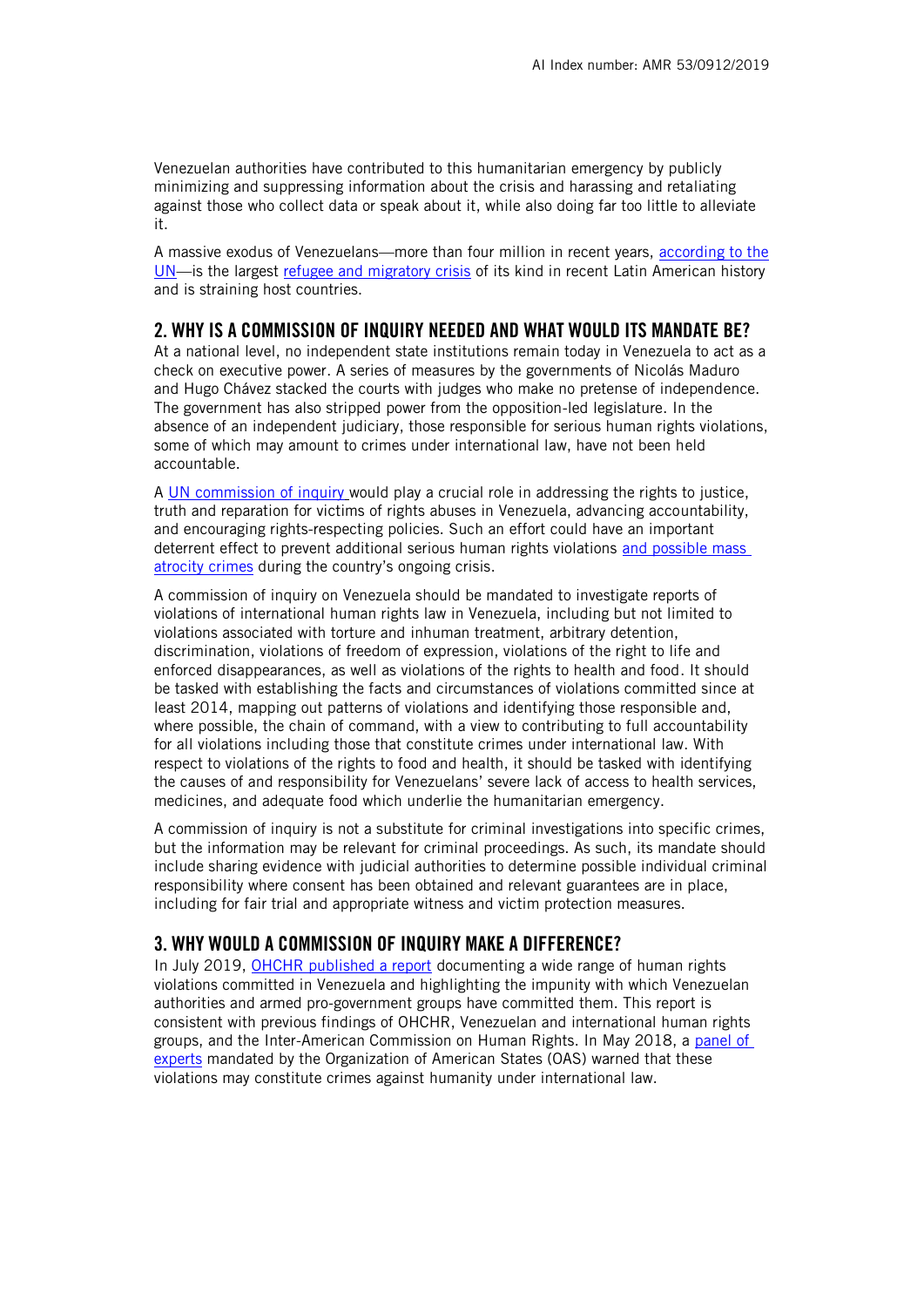Venezuelan authorities have contributed to this humanitarian emergency by publicly minimizing and suppressing information about the crisis and harassing and retaliating against those who collect data or speak about it, while also doing far too little to alleviate it.

A massive exodus of Venezuelans—more than four million in recent years, according to the UN—is the largest refugee and migratory crisis of its kind in recent Latin American history and is straining host countries.

## 2. WHY IS A COMMISSION OF INQUIRY NEEDED AND WHAT WOULD ITS MANDATE BE?

At a national level, no independent state institutions remain today in Venezuela to act as a check on executive power. A series of measures by the governments of Nicolás Maduro and Hugo Chávez stacked the courts with judges who make no pretense of independence. The government has also stripped power from the opposition-led legislature. In the absence of an independent judiciary, those responsible for serious human rights violations, some of which may amount to crimes under international law, have not been held accountable.

A UN commission of inquiry would play a crucial role in addressing the rights to justice, truth and reparation for victims of rights abuses in Venezuela, advancing accountability, and encouraging rights-respecting policies. Such an effort could have an important deterrent effect to prevent additional serious human rights violations and possible mass atrocity crimes during the country's ongoing crisis.

A commission of inquiry on Venezuela should be mandated to investigate reports of violations of international human rights law in Venezuela, including but not limited to violations associated with torture and inhuman treatment, arbitrary detention, discrimination, violations of freedom of expression, violations of the right to life and enforced disappearances, as well as violations of the rights to health and food. It should be tasked with establishing the facts and circumstances of violations committed since at least 2014, mapping out patterns of violations and identifying those responsible and, where possible, the chain of command, with a view to contributing to full accountability for all violations including those that constitute crimes under international law. With respect to violations of the rights to food and health, it should be tasked with identifying the causes of and responsibility for Venezuelans' severe lack of access to health services, medicines, and adequate food which underlie the humanitarian emergency.

A commission of inquiry is not a substitute for criminal investigations into specific crimes, but the information may be relevant for criminal proceedings. As such, its mandate should include sharing evidence with judicial authorities to determine possible individual criminal responsibility where consent has been obtained and relevant guarantees are in place, including for fair trial and appropriate witness and victim protection measures.

## 3. WHY WOULD A COMMISSION OF INQUIRY MAKE A DIFFERENCE?

In July 2019, OHCHR published a report documenting a wide range of human rights violations committed in Venezuela and highlighting the impunity with which Venezuelan authorities and armed pro-government groups have committed them. This report is consistent with previous findings of OHCHR, Venezuelan and international human rights groups, and the Inter-American Commission on Human Rights. In May 2018, a panel of experts mandated by the Organization of American States (OAS) warned that these violations may constitute crimes against humanity under international law.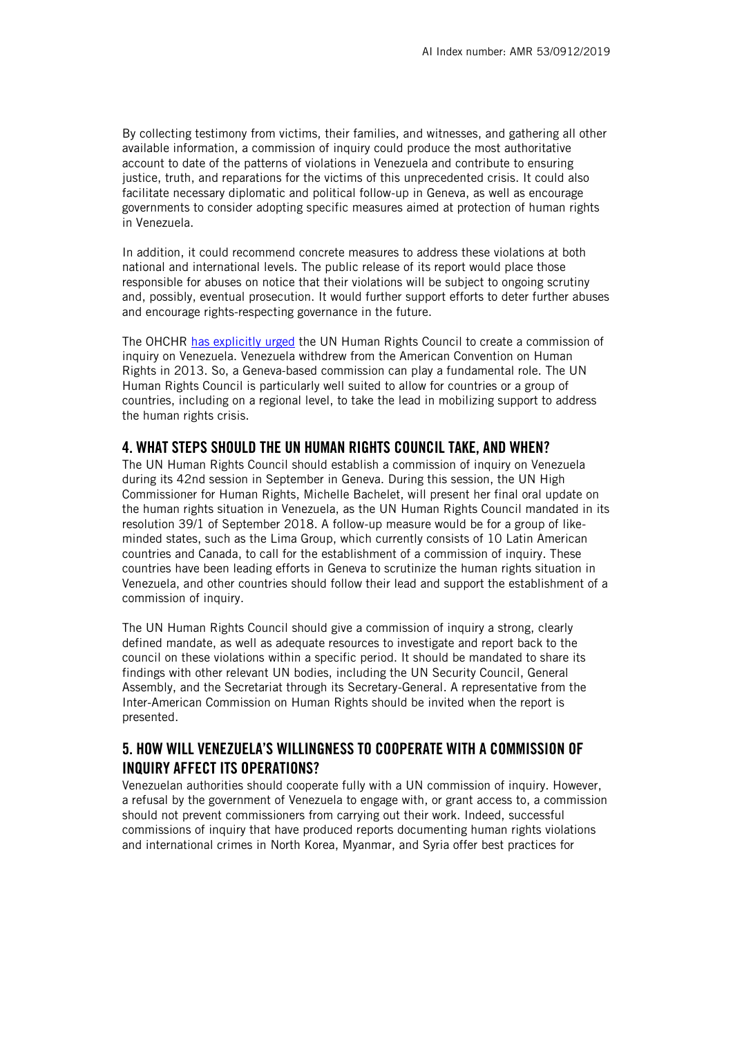By collecting testimony from victims, their families, and witnesses, and gathering all other available information, a commission of inquiry could produce the most authoritative account to date of the patterns of violations in Venezuela and contribute to ensuring justice, truth, and reparations for the victims of this unprecedented crisis. It could also facilitate necessary diplomatic and political follow-up in Geneva, as well as encourage governments to consider adopting specific measures aimed at protection of human rights in Venezuela.

In addition, it could recommend concrete measures to address these violations at both national and international levels. The public release of its report would place those responsible for abuses on notice that their violations will be subject to ongoing scrutiny and, possibly, eventual prosecution. It would further support efforts to deter further abuses and encourage rights-respecting governance in the future.

The OHCHR has explicitly urged the UN Human Rights Council to create a commission of inquiry on Venezuela. Venezuela withdrew from the American Convention on Human Rights in 2013. So, a Geneva-based commission can play a fundamental role. The UN Human Rights Council is particularly well suited to allow for countries or a group of countries, including on a regional level, to take the lead in mobilizing support to address the human rights crisis.

## 4. WHAT STEPS SHOULD THE UN HUMAN RIGHTS COUNCIL TAKE, AND WHEN?

The UN Human Rights Council should establish a commission of inquiry on Venezuela during its 42nd session in September in Geneva. During this session, the UN High Commissioner for Human Rights, Michelle Bachelet, will present her final oral update on the human rights situation in Venezuela, as the UN Human Rights Council mandated in its resolution 39/1 of September 2018. A follow-up measure would be for a group of like-minded states, such as the Lima Group, which currently consists of 10 Latin American countries and Canada, to call for the establishment of a commission of inquiry. These countries have been leading efforts in Geneva to scrutinize the human rights situation in Venezuela, and other countries should follow their lead and support the establishment of a commission of inquiry.

The UN Human Rights Council should give a commission of inquiry a strong, clearly defined mandate, as well as adequate resources to investigate and report back to the council on these violations within a specific period. It should be mandated to share its findings with other relevant UN bodies, including the UN Security Council, General Assembly, and the Secretariat through its Secretary-General. A representative from the Inter-American Commission on Human Rights should be invited when the report is presented.

## 5. HOW WILL VENEZUELA'S WILLINGNESS TO COOPERATE WITH A COMMISSION OF INQUIRY AFFECT ITS OPERATIONS?

Venezuelan authorities should cooperate fully with a UN commission of inquiry. However, a refusal by the government of Venezuela to engage with, or grant access to, a commission should not prevent commissioners from carrying out their work. Indeed, successful commissions of inquiry that have produced reports documenting human rights violations and international crimes in North Korea, Myanmar, and Syria offer best practices for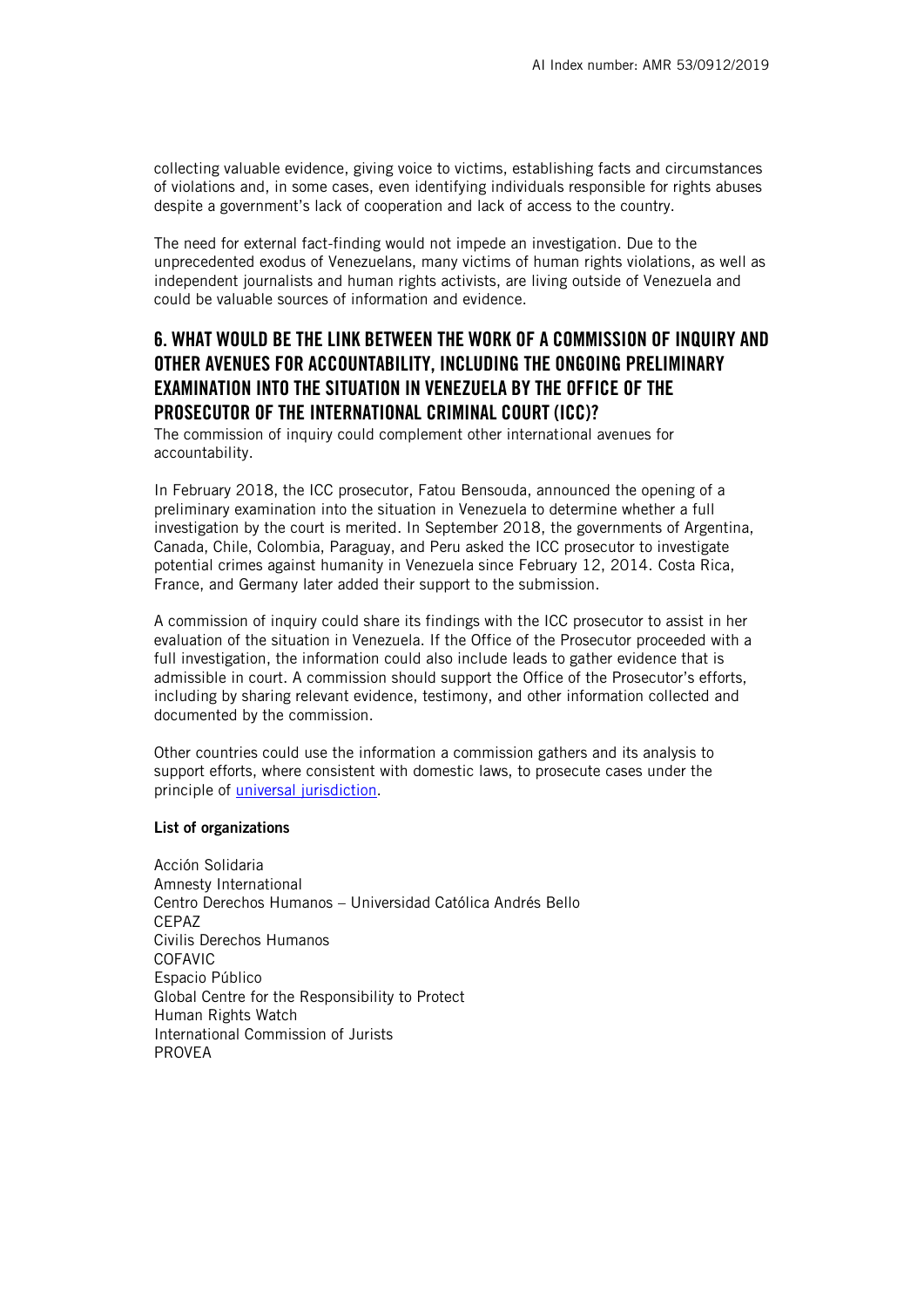collecting valuable evidence, giving voice to victims, establishing facts and circumstances of violations and, in some cases, even identifying individuals responsible for rights abuses despite a government's lack of cooperation and lack of access to the country.

The need for external fact-finding would not impede an investigation. Due to the unprecedented exodus of Venezuelans, many victims of human rights violations, as well as independent journalists and human rights activists, are living outside of Venezuela and could be valuable sources of information and evidence.

## 6. WHAT WOULD BE THE LINK BETWEEN THE WORK OF A COMMISSION OF INQUIRY AND OTHER AVENUES FOR ACCOUNTABILITY, INCLUDING THE ONGOING PRELIMINARY EXAMINATION INTO THE SITUATION IN VENEZUELA BY THE OFFICE OF THE PROSECUTOR OF THE INTERNATIONAL CRIMINAL COURT (ICC)?

The commission of inquiry could complement other international avenues for accountability.

In February 2018, the ICC prosecutor, Fatou Bensouda, announced the opening of a preliminary examination into the situation in Venezuela to determine whether a full investigation by the court is merited. In September 2018, the governments of Argentina, Canada, Chile, Colombia, Paraguay, and Peru asked the ICC prosecutor to investigate potential crimes against humanity in Venezuela since February 12, 2014. Costa Rica, France, and Germany later added their support to the submission.

A commission of inquiry could share its findings with the ICC prosecutor to assist in her evaluation of the situation in Venezuela. If the Office of the Prosecutor proceeded with a full investigation, the information could also include leads to gather evidence that is admissible in court. A commission should support the Office of the Prosecutor's efforts, including by sharing relevant evidence, testimony, and other information collected and documented by the commission.

Other countries could use the information a commission gathers and its analysis to support efforts, where consistent with domestic laws, to prosecute cases under the principle of universal jurisdiction.

**List of organizations**

Acción Solidaria
Amnesty International
Centro Derechos Humanos – Universidad Católica Andrés Bello
CEPAZ
Civilis Derechos Humanos
COFAVIC
Espacio Público
Global Centre for the Responsibility to Protect
Human Rights Watch
International Commission of Jurists
PROVEA